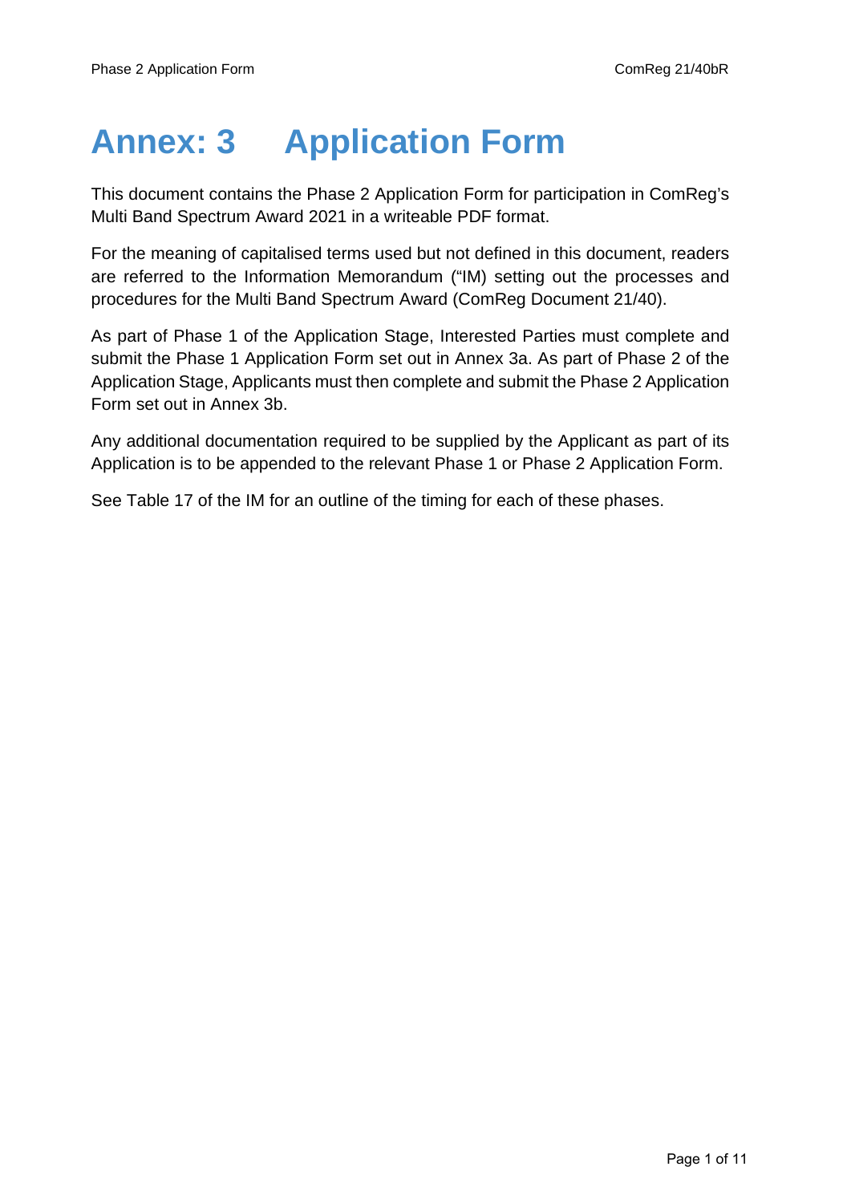# Annex: 3 Application Form

This document contains the Phase 2 Application Form for participation in ComReg's Multi Band Spectrum Award 2021 in a writeable PDF format.

For the meaning of capitalised terms used but not defined in this document, readers are referred to the Information Memorandum ("IM) setting out the processes and procedures for the Multi Band Spectrum Award (ComReg Document 21/40).

As part of Phase 1 of the Application Stage, Interested Parties must complete and submit the Phase 1 Application Form set out in Annex 3a. As part of Phase 2 of the Application Stage, Applicants must then complete and submit the Phase 2 Application Form set out in Annex 3b.

Any additional documentation required to be supplied by the Applicant as part of its Application is to be appended to the relevant Phase 1 or Phase 2 Application Form.

See Table 17 of the IM for an outline of the timing for each of these phases.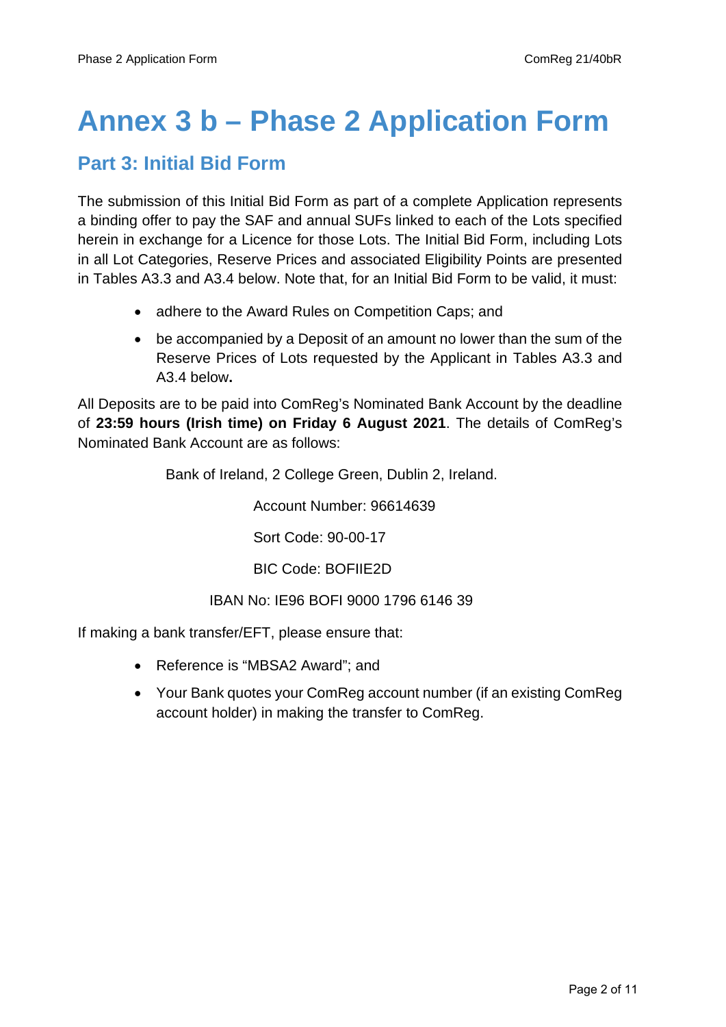# Annex 3 b – Phase 2 Application Form

## Part 3: Initial Bid Form

The submission of this Initial Bid Form as part of a complete Application represents a binding offer to pay the SAF and annual SUFs linked to each of the Lots specified herein in exchange for a Licence for those Lots. The Initial Bid Form, including Lots in all Lot Categories, Reserve Prices and associated Eligibility Points are presented in Tables A3.3 and A3.4 below. Note that, for an Initial Bid Form to be valid, it must:

- adhere to the Award Rules on Competition Caps; and
- be accompanied by a Deposit of an amount no lower than the sum of the Reserve Prices of Lots requested by the Applicant in Tables A3.3 and A3.4 below**.**

All Deposits are to be paid into ComReg's Nominated Bank Account by the deadline of **23:59 hours (Irish time) on Friday 6 August 2021**. The details of ComReg's Nominated Bank Account are as follows:

Bank of Ireland, 2 College Green, Dublin 2, Ireland.

Account Number: 96614639

Sort Code: 90-00-17

BIC Code: BOFIIE2D

IBAN No: IE96 BOFI 9000 1796 6146 39

If making a bank transfer/EFT, please ensure that:

- Reference is "MBSA2 Award"; and
- Your Bank quotes your ComReg account number (if an existing ComReg account holder) in making the transfer to ComReg.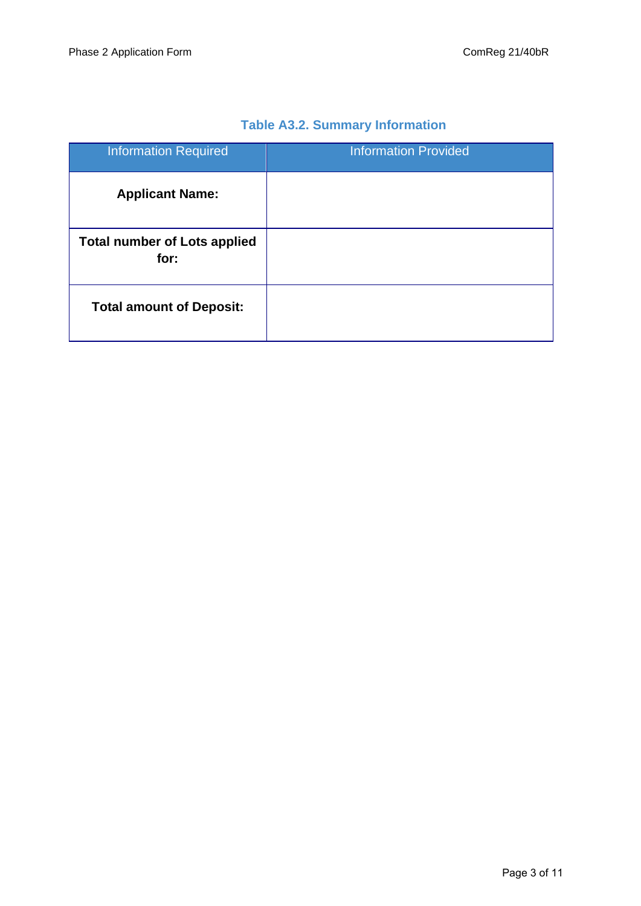### Table A3.2. Summary Information

| Information Required | Information Provided |
|---|---|
| **Applicant Name:** | |
| **Total number of Lots applied for:** | |
| **Total amount of Deposit:** | |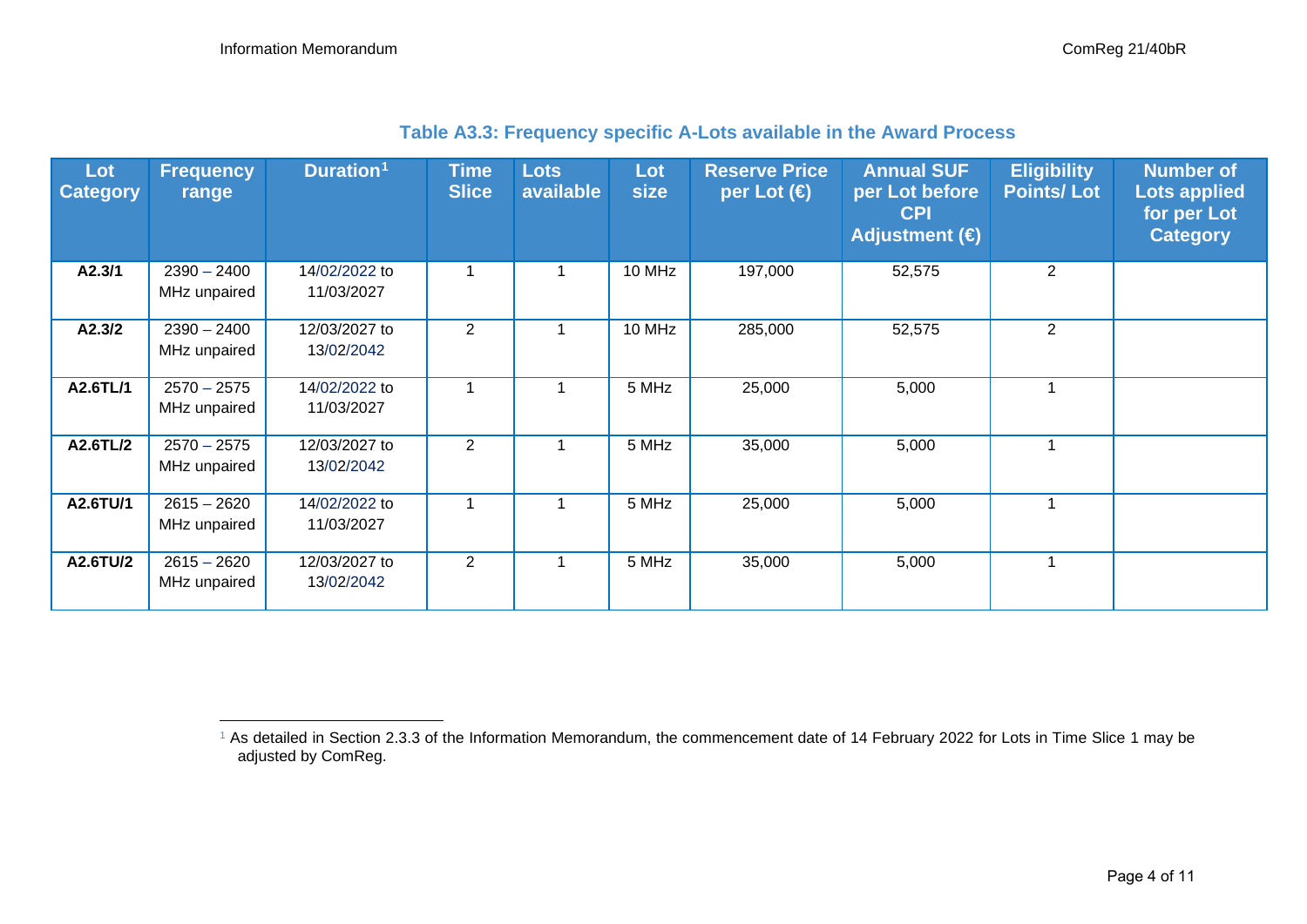**Table A3.3: Frequency specific A-Lots available in the Award Process**

| Lot Category | Frequency range | Duration[1] | Time Slice | Lots available | Lot size | Reserve Price per Lot (€) | Annual SUF per Lot before CPI Adjustment (€) | Eligibility Points/ Lot | Number of Lots applied for per Lot Category |
|---|---|---|---|---|---|---|---|---|---|
| **A2.3/1** | 2390 – 2400 MHz unpaired | 14/02/2022 to 11/03/2027 | 1 | 1 | 10 MHz | 197,000 | 52,575 | 2 | |
| **A2.3/2** | 2390 – 2400 MHz unpaired | 12/03/2027 to 13/02/2042 | 2 | 1 | 10 MHz | 285,000 | 52,575 | 2 | |
| **A2.6TL/1** | 2570 – 2575 MHz unpaired | 14/02/2022 to 11/03/2027 | 1 | 1 | 5 MHz | 25,000 | 5,000 | 1 | |
| **A2.6TL/2** | 2570 – 2575 MHz unpaired | 12/03/2027 to 13/02/2042 | 2 | 1 | 5 MHz | 35,000 | 5,000 | 1 | |
| **A2.6TU/1** | 2615 – 2620 MHz unpaired | 14/02/2022 to 11/03/2027 | 1 | 1 | 5 MHz | 25,000 | 5,000 | 1 | |
| **A2.6TU/2** | 2615 – 2620 MHz unpaired | 12/03/2027 to 13/02/2042 | 2 | 1 | 5 MHz | 35,000 | 5,000 | 1 | |

[1] As detailed in Section 2.3.3 of the Information Memorandum, the commencement date of 14 February 2022 for Lots in Time Slice 1 may be adjusted by ComReg.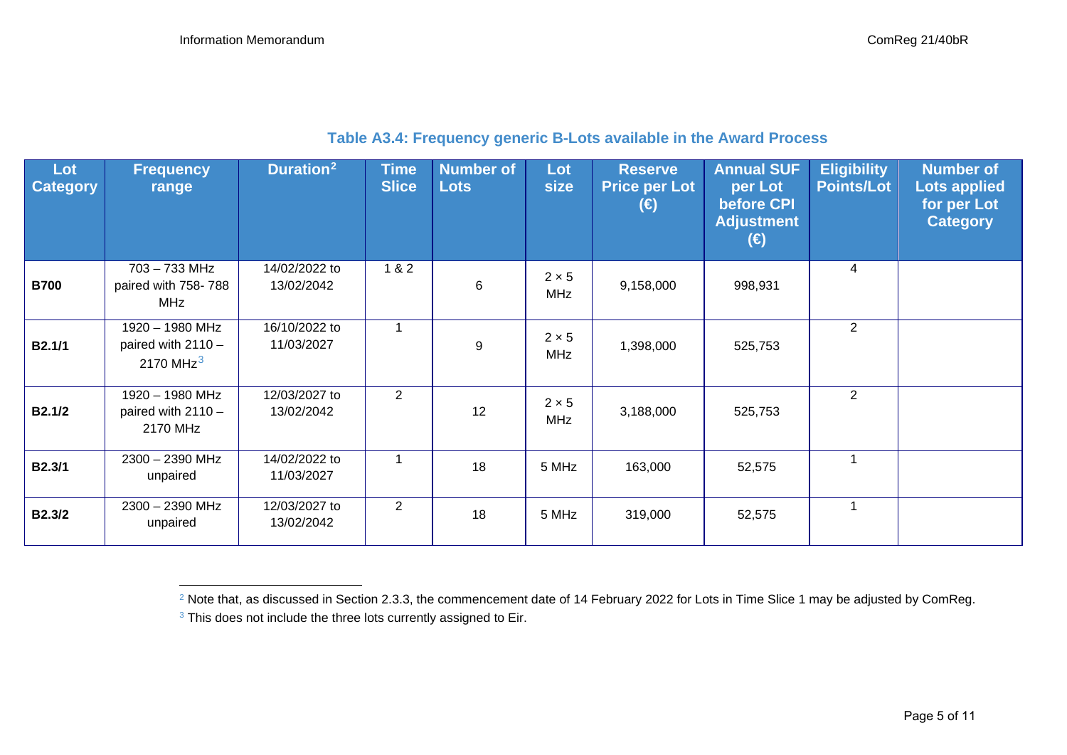### Table A3.4: Frequency generic B-Lots available in the Award Process

| Lot Category | Frequency range | Duration[2] | Time Slice | Number of Lots | Lot size | Reserve Price per Lot (€) | Annual SUF per Lot before CPI Adjustment (€) | Eligibility Points/Lot | Number of Lots applied for per Lot Category |
|---|---|---|---|---|---|---|---|---|---|
| **B700** | 703 – 733 MHz paired with 758- 788 MHz | 14/02/2022 to 13/02/2042 | 1 & 2 | 6 | 2 × 5 MHz | 9,158,000 | 998,931 | 4 | |
| **B2.1/1** | 1920 – 1980 MHz paired with 2110 – 2170 MHz[3] | 16/10/2022 to 11/03/2027 | 1 | 9 | 2 × 5 MHz | 1,398,000 | 525,753 | 2 | |
| **B2.1/2** | 1920 – 1980 MHz paired with 2110 – 2170 MHz | 12/03/2027 to 13/02/2042 | 2 | 12 | 2 × 5 MHz | 3,188,000 | 525,753 | 2 | |
| **B2.3/1** | 2300 – 2390 MHz unpaired | 14/02/2022 to 11/03/2027 | 1 | 18 | 5 MHz | 163,000 | 52,575 | 1 | |
| **B2.3/2** | 2300 – 2390 MHz unpaired | 12/03/2027 to 13/02/2042 | 2 | 18 | 5 MHz | 319,000 | 52,575 | 1 | |

[2] Note that, as discussed in Section 2.3.3, the commencement date of 14 February 2022 for Lots in Time Slice 1 may be adjusted by ComReg.

[3] This does not include the three lots currently assigned to Eir.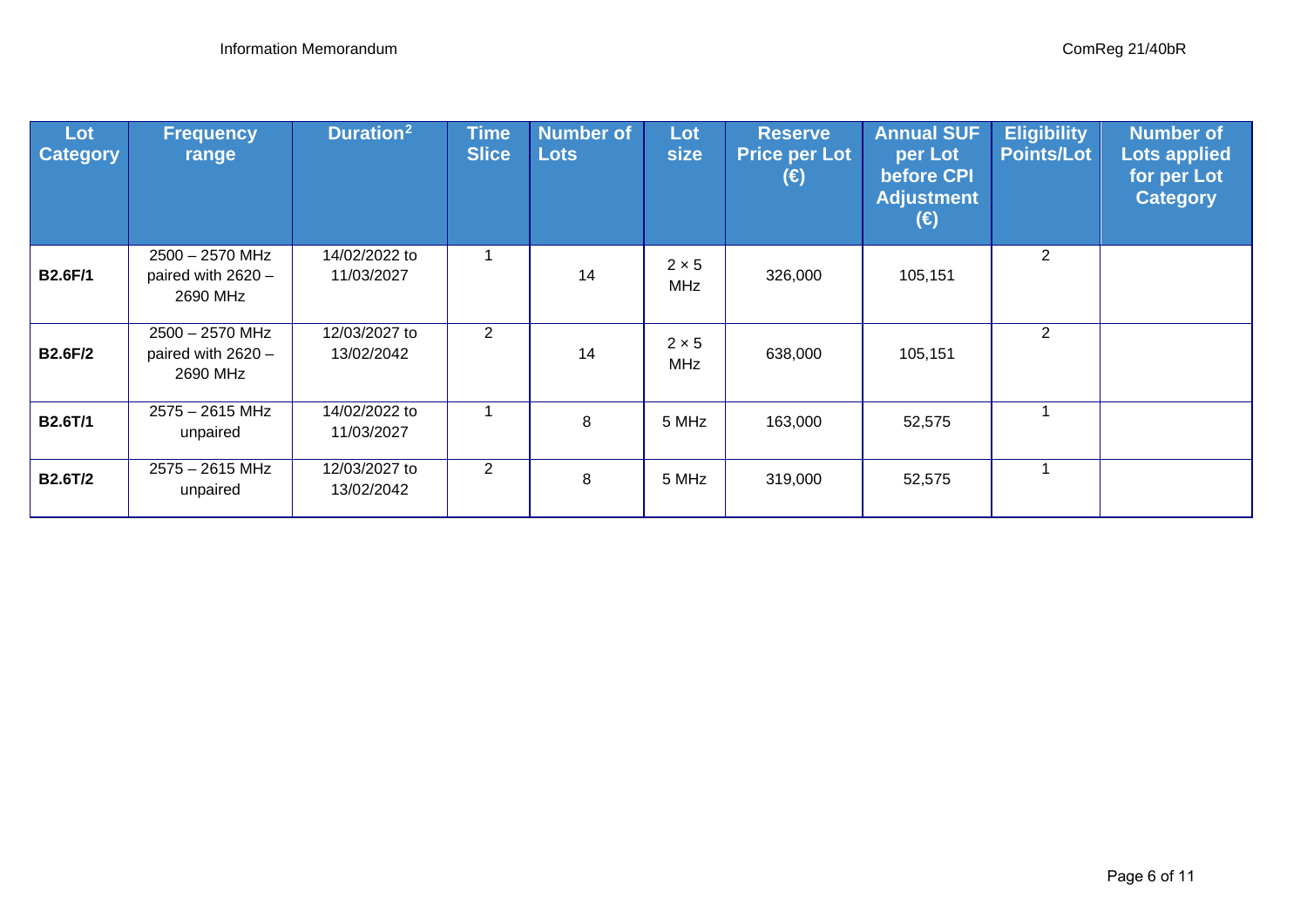| Lot Category | Frequency range | Duration[2] | Time Slice | Number of Lots | Lot size | Reserve Price per Lot (€) | Annual SUF per Lot before CPI Adjustment (€) | Eligibility Points/Lot | Number of Lots applied for per Lot Category |
|---|---|---|---|---|---|---|---|---|---|
| **B2.6F/1** | 2500 – 2570 MHz paired with 2620 – 2690 MHz | 14/02/2022 to 11/03/2027 | 1 | 14 | 2 × 5 MHz | 326,000 | 105,151 | 2 | |
| **B2.6F/2** | 2500 – 2570 MHz paired with 2620 – 2690 MHz | 12/03/2027 to 13/02/2042 | 2 | 14 | 2 × 5 MHz | 638,000 | 105,151 | 2 | |
| **B2.6T/1** | 2575 – 2615 MHz unpaired | 14/02/2022 to 11/03/2027 | 1 | 8 | 5 MHz | 163,000 | 52,575 | 1 | |
| **B2.6T/2** | 2575 – 2615 MHz unpaired | 12/03/2027 to 13/02/2042 | 2 | 8 | 5 MHz | 319,000 | 52,575 | 1 | |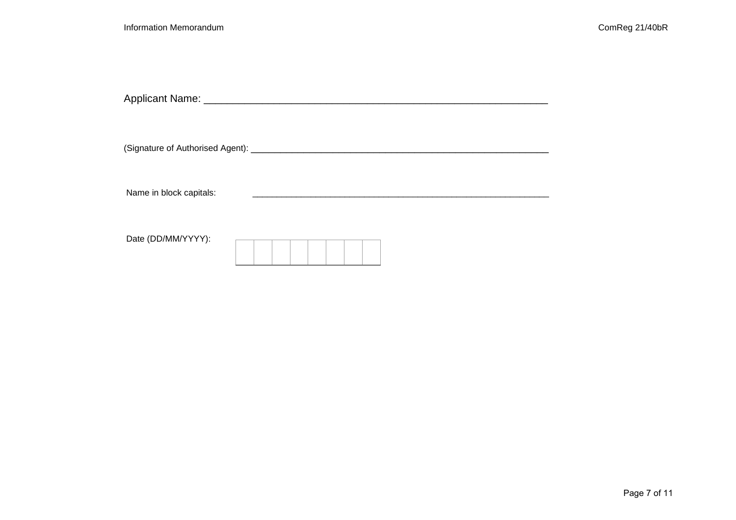Applicant Name: ____________________________________________________________

(Signature of Authorised Agent): ____________________________________________________________

Name in block capitals: ____________________________________________________________

Date (DD/MM/YYYY):

| | | | | | | | |
|---|---|---|---|---|---|---|---|
| | | | | | | | |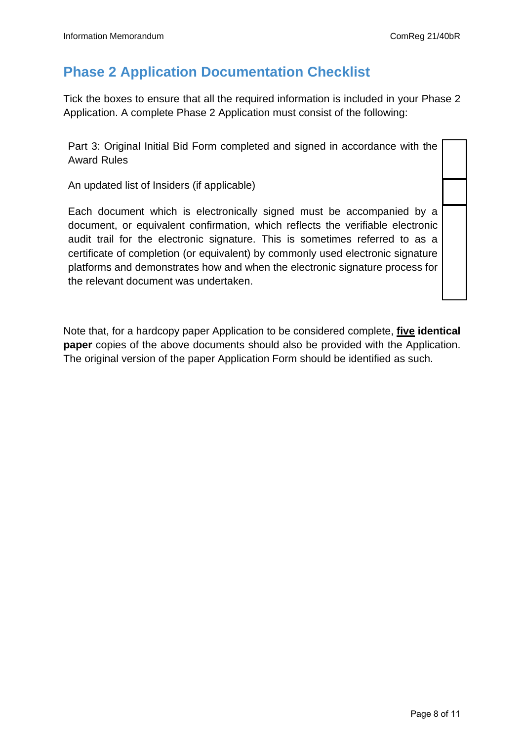## Phase 2 Application Documentation Checklist

Tick the boxes to ensure that all the required information is included in your Phase 2 Application. A complete Phase 2 Application must consist of the following:

| | |
|---|---|
| Part 3: Original Initial Bid Form completed and signed in accordance with the Award Rules | |
| An updated list of Insiders (if applicable) | |
| Each document which is electronically signed must be accompanied by a document, or equivalent confirmation, which reflects the verifiable electronic audit trail for the electronic signature. This is sometimes referred to as a certificate of completion (or equivalent) by commonly used electronic signature platforms and demonstrates how and when the electronic signature process for the relevant document was undertaken. | |

Note that, for a hardcopy paper Application to be considered complete, **five identical paper** copies of the above documents should also be provided with the Application. The original version of the paper Application Form should be identified as such.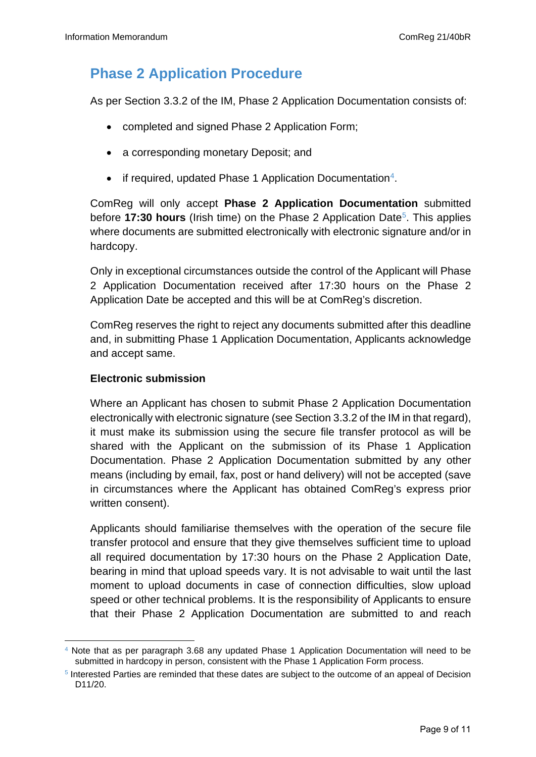## Phase 2 Application Procedure

As per Section 3.3.2 of the IM, Phase 2 Application Documentation consists of:

- completed and signed Phase 2 Application Form;
- a corresponding monetary Deposit; and
- if required, updated Phase 1 Application Documentation[4].

ComReg will only accept **Phase 2 Application Documentation** submitted before **17:30 hours** (Irish time) on the Phase 2 Application Date[5]. This applies where documents are submitted electronically with electronic signature and/or in hardcopy.

Only in exceptional circumstances outside the control of the Applicant will Phase 2 Application Documentation received after 17:30 hours on the Phase 2 Application Date be accepted and this will be at ComReg's discretion.

ComReg reserves the right to reject any documents submitted after this deadline and, in submitting Phase 1 Application Documentation, Applicants acknowledge and accept same.

**Electronic submission**

Where an Applicant has chosen to submit Phase 2 Application Documentation electronically with electronic signature (see Section 3.3.2 of the IM in that regard), it must make its submission using the secure file transfer protocol as will be shared with the Applicant on the submission of its Phase 1 Application Documentation. Phase 2 Application Documentation submitted by any other means (including by email, fax, post or hand delivery) will not be accepted (save in circumstances where the Applicant has obtained ComReg's express prior written consent).

Applicants should familiarise themselves with the operation of the secure file transfer protocol and ensure that they give themselves sufficient time to upload all required documentation by 17:30 hours on the Phase 2 Application Date, bearing in mind that upload speeds vary. It is not advisable to wait until the last moment to upload documents in case of connection difficulties, slow upload speed or other technical problems. It is the responsibility of Applicants to ensure that their Phase 2 Application Documentation are submitted to and reach

[4] Note that as per paragraph 3.68 any updated Phase 1 Application Documentation will need to be submitted in hardcopy in person, consistent with the Phase 1 Application Form process.

[5] Interested Parties are reminded that these dates are subject to the outcome of an appeal of Decision D11/20.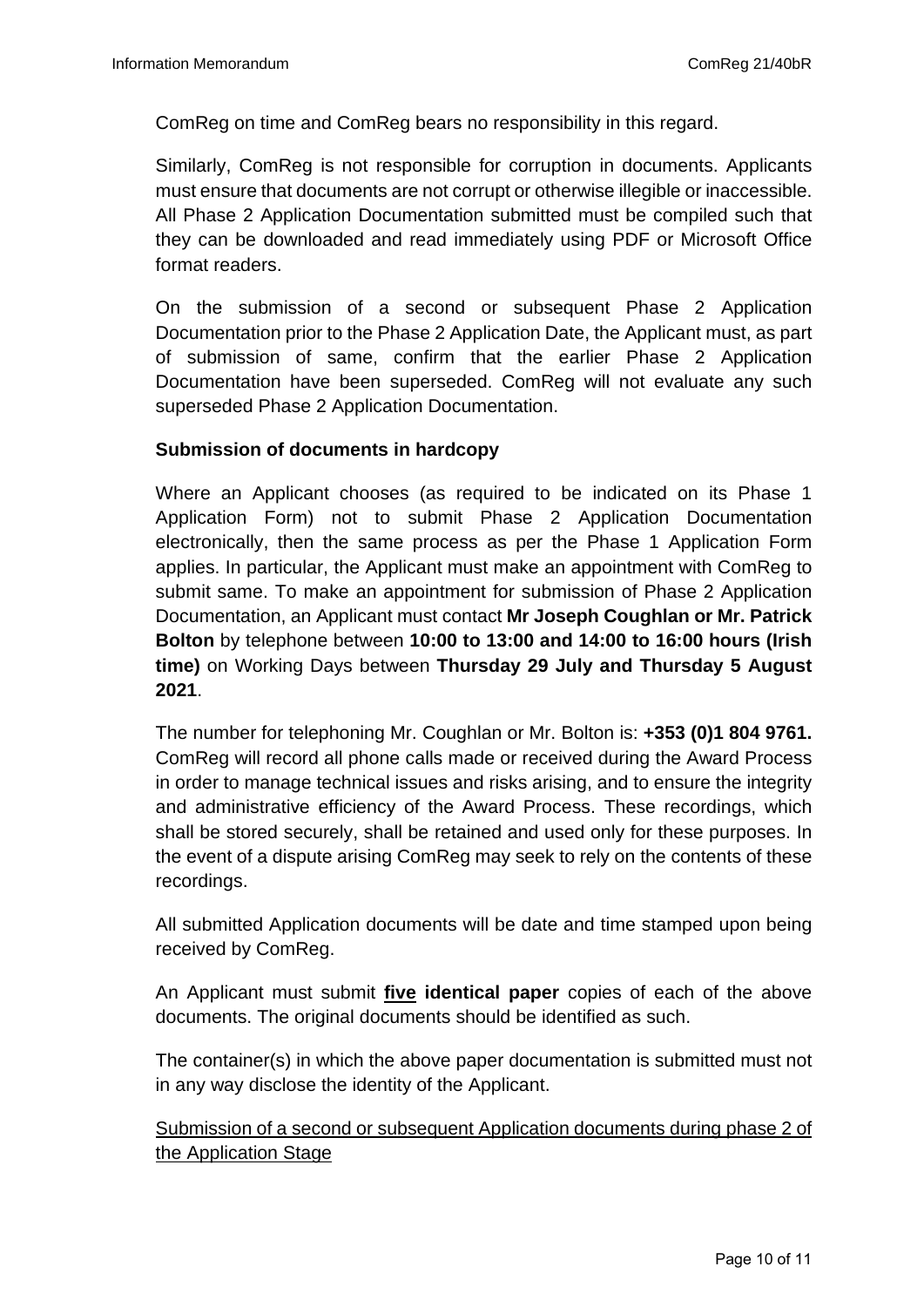ComReg on time and ComReg bears no responsibility in this regard.

Similarly, ComReg is not responsible for corruption in documents. Applicants must ensure that documents are not corrupt or otherwise illegible or inaccessible. All Phase 2 Application Documentation submitted must be compiled such that they can be downloaded and read immediately using PDF or Microsoft Office format readers.

On the submission of a second or subsequent Phase 2 Application Documentation prior to the Phase 2 Application Date, the Applicant must, as part of submission of same, confirm that the earlier Phase 2 Application Documentation have been superseded. ComReg will not evaluate any such superseded Phase 2 Application Documentation.

**Submission of documents in hardcopy**

Where an Applicant chooses (as required to be indicated on its Phase 1 Application Form) not to submit Phase 2 Application Documentation electronically, then the same process as per the Phase 1 Application Form applies. In particular, the Applicant must make an appointment with ComReg to submit same. To make an appointment for submission of Phase 2 Application Documentation, an Applicant must contact **Mr Joseph Coughlan or Mr. Patrick Bolton** by telephone between **10:00 to 13:00 and 14:00 to 16:00 hours (Irish time)** on Working Days between **Thursday 29 July and Thursday 5 August 2021**.

The number for telephoning Mr. Coughlan or Mr. Bolton is: **+353 (0)1 804 9761.** ComReg will record all phone calls made or received during the Award Process in order to manage technical issues and risks arising, and to ensure the integrity and administrative efficiency of the Award Process. These recordings, which shall be stored securely, shall be retained and used only for these purposes. In the event of a dispute arising ComReg may seek to rely on the contents of these recordings.

All submitted Application documents will be date and time stamped upon being received by ComReg.

An Applicant must submit **<u>five</u> identical paper** copies of each of the above documents. The original documents should be identified as such.

The container(s) in which the above paper documentation is submitted must not in any way disclose the identity of the Applicant.

<u>Submission of a second or subsequent Application documents during phase 2 of the Application Stage</u>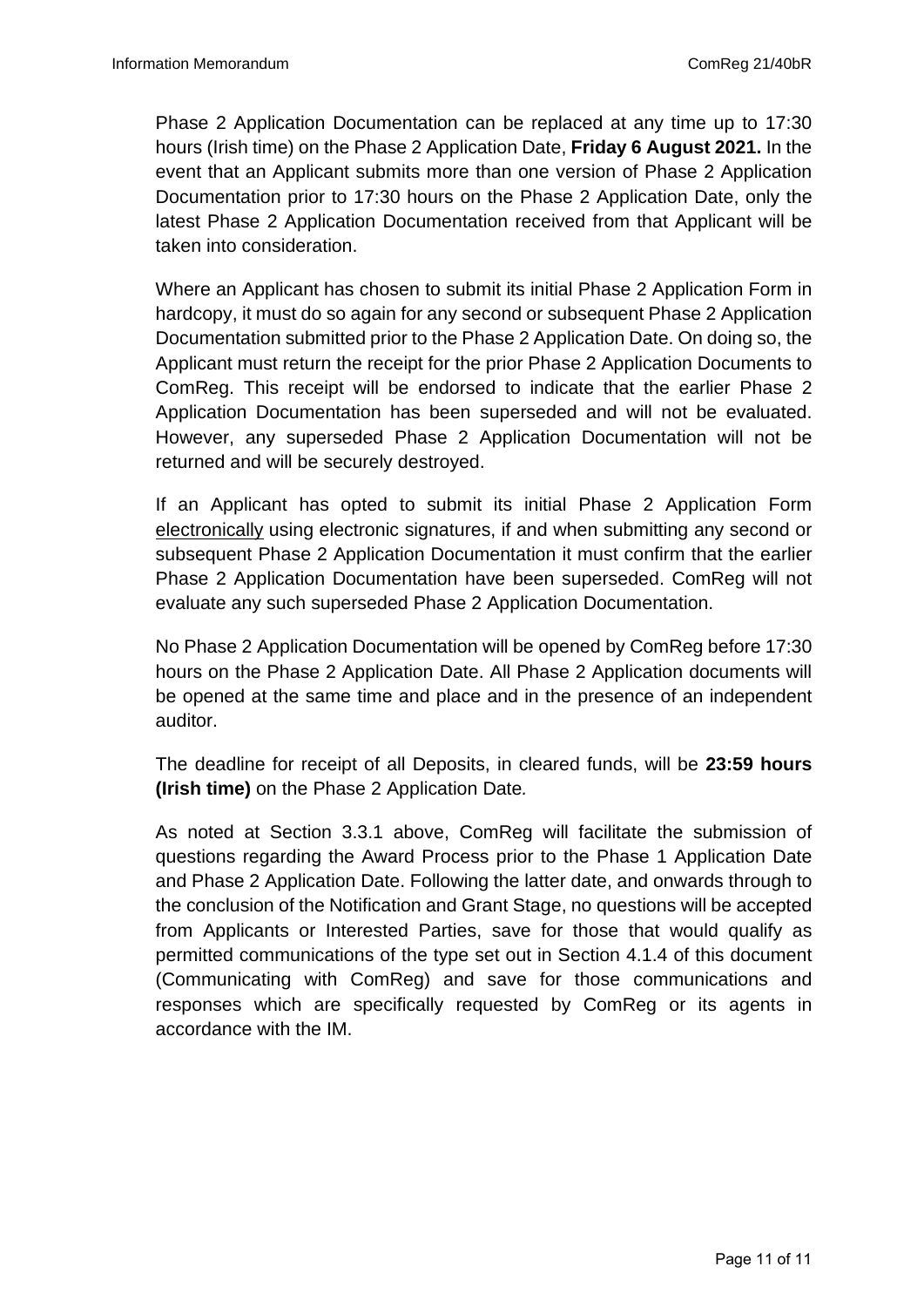Phase 2 Application Documentation can be replaced at any time up to 17:30 hours (Irish time) on the Phase 2 Application Date, **Friday 6 August 2021.** In the event that an Applicant submits more than one version of Phase 2 Application Documentation prior to 17:30 hours on the Phase 2 Application Date, only the latest Phase 2 Application Documentation received from that Applicant will be taken into consideration.

Where an Applicant has chosen to submit its initial Phase 2 Application Form in hardcopy, it must do so again for any second or subsequent Phase 2 Application Documentation submitted prior to the Phase 2 Application Date. On doing so, the Applicant must return the receipt for the prior Phase 2 Application Documents to ComReg. This receipt will be endorsed to indicate that the earlier Phase 2 Application Documentation has been superseded and will not be evaluated. However, any superseded Phase 2 Application Documentation will not be returned and will be securely destroyed.

If an Applicant has opted to submit its initial Phase 2 Application Form electronically using electronic signatures, if and when submitting any second or subsequent Phase 2 Application Documentation it must confirm that the earlier Phase 2 Application Documentation have been superseded. ComReg will not evaluate any such superseded Phase 2 Application Documentation.

No Phase 2 Application Documentation will be opened by ComReg before 17:30 hours on the Phase 2 Application Date. All Phase 2 Application documents will be opened at the same time and place and in the presence of an independent auditor.

The deadline for receipt of all Deposits, in cleared funds, will be **23:59 hours (Irish time)** on the Phase 2 Application Date.

As noted at Section 3.3.1 above, ComReg will facilitate the submission of questions regarding the Award Process prior to the Phase 1 Application Date and Phase 2 Application Date. Following the latter date, and onwards through to the conclusion of the Notification and Grant Stage, no questions will be accepted from Applicants or Interested Parties, save for those that would qualify as permitted communications of the type set out in Section 4.1.4 of this document (Communicating with ComReg) and save for those communications and responses which are specifically requested by ComReg or its agents in accordance with the IM.